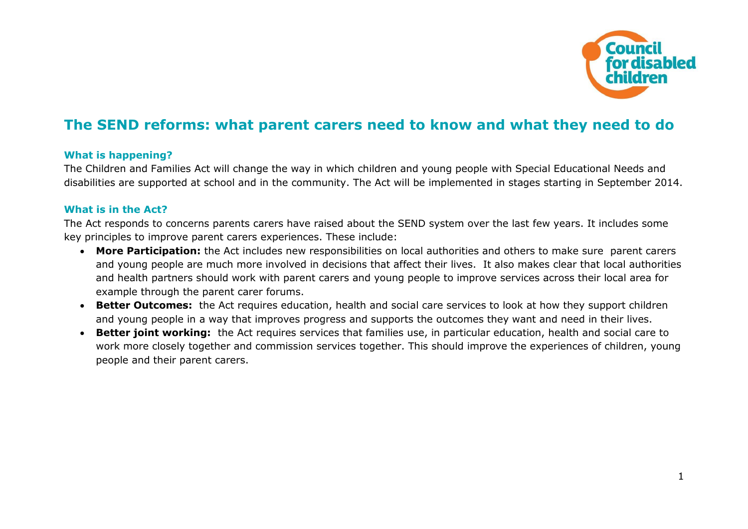# The SEND reforms: what parent carers need to know and what they need to do

### What is happening?

The Children and Families Act will change the way in which children and young people with Special Educational Needs and disabilities are supported at school and in the community. The Act will be implemented in stages starting in September 2014.

### What is in the Act?

The Act responds to concerns parents carers have raised about the SEND system over the last few years. It includes some key principles to improve parent carers experiences. These include:

- **More Participation:** the Act includes new responsibilities on local authorities and others to make sure parent carers and young people are much more involved in decisions that affect their lives. It also makes clear that local authorities and health partners should work with parent carers and young people to improve services across their local area for example through the parent carer forums.
- **Better Outcomes:** the Act requires education, health and social care services to look at how they support children and young people in a way that improves progress and supports the outcomes they want and need in their lives.
- **Better joint working:** the Act requires services that families use, in particular education, health and social care to work more closely together and commission services together. This should improve the experiences of children, young people and their parent carers.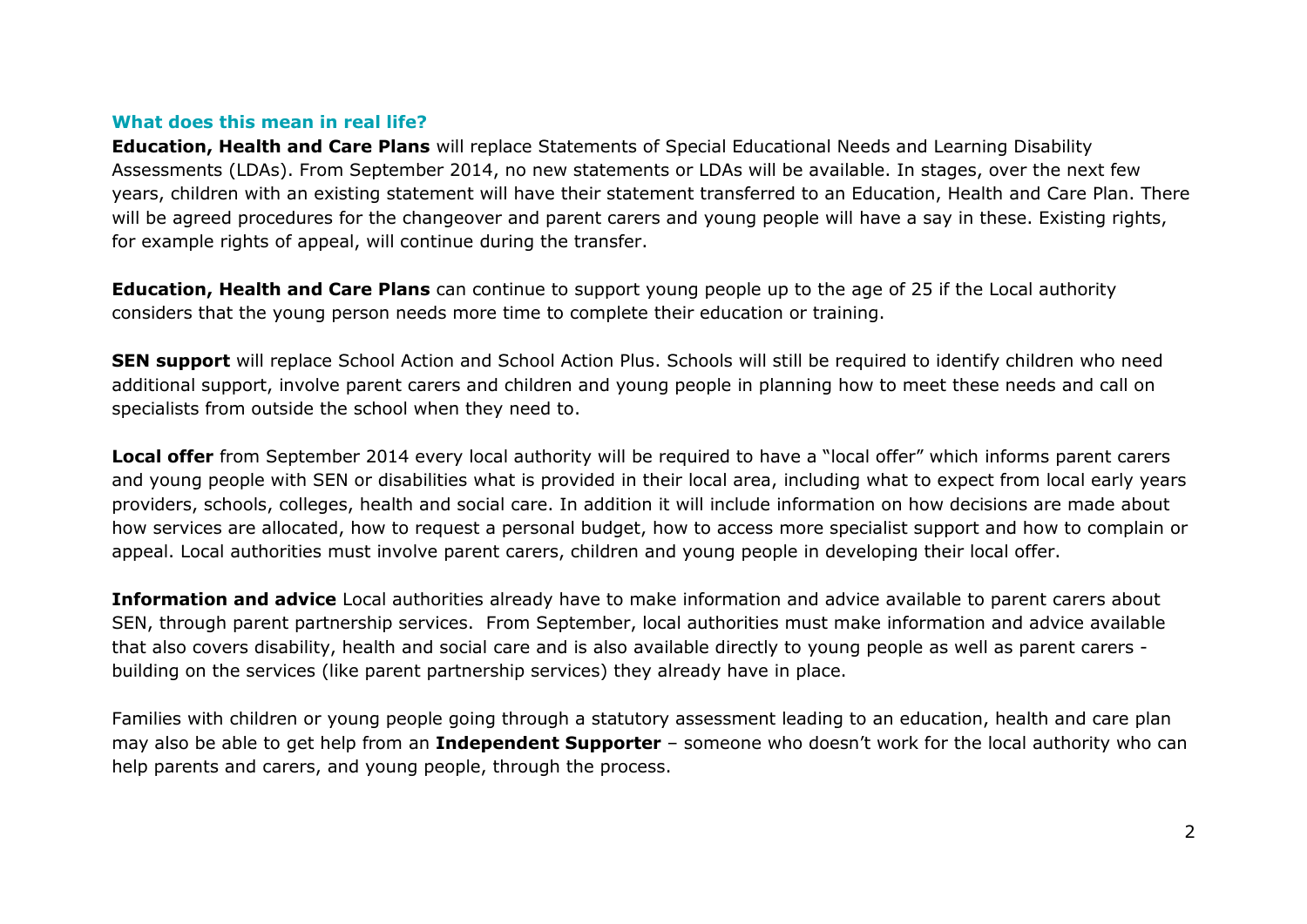### What does this mean in real life?

**Education, Health and Care Plans** will replace Statements of Special Educational Needs and Learning Disability Assessments (LDAs). From September 2014, no new statements or LDAs will be available. In stages, over the next few years, children with an existing statement will have their statement transferred to an Education, Health and Care Plan. There will be agreed procedures for the changeover and parent carers and young people will have a say in these. Existing rights, for example rights of appeal, will continue during the transfer.

**Education, Health and Care Plans** can continue to support young people up to the age of 25 if the Local authority considers that the young person needs more time to complete their education or training.

**SEN support** will replace School Action and School Action Plus. Schools will still be required to identify children who need additional support, involve parent carers and children and young people in planning how to meet these needs and call on specialists from outside the school when they need to.

**Local offer** from September 2014 every local authority will be required to have a "local offer" which informs parent carers and young people with SEN or disabilities what is provided in their local area, including what to expect from local early years providers, schools, colleges, health and social care. In addition it will include information on how decisions are made about how services are allocated, how to request a personal budget, how to access more specialist support and how to complain or appeal. Local authorities must involve parent carers, children and young people in developing their local offer.

**Information and advice** Local authorities already have to make information and advice available to parent carers about SEN, through parent partnership services. From September, local authorities must make information and advice available that also covers disability, health and social care and is also available directly to young people as well as parent carers - building on the services (like parent partnership services) they already have in place.

Families with children or young people going through a statutory assessment leading to an education, health and care plan may also be able to get help from an **Independent Supporter** – someone who doesn't work for the local authority who can help parents and carers, and young people, through the process.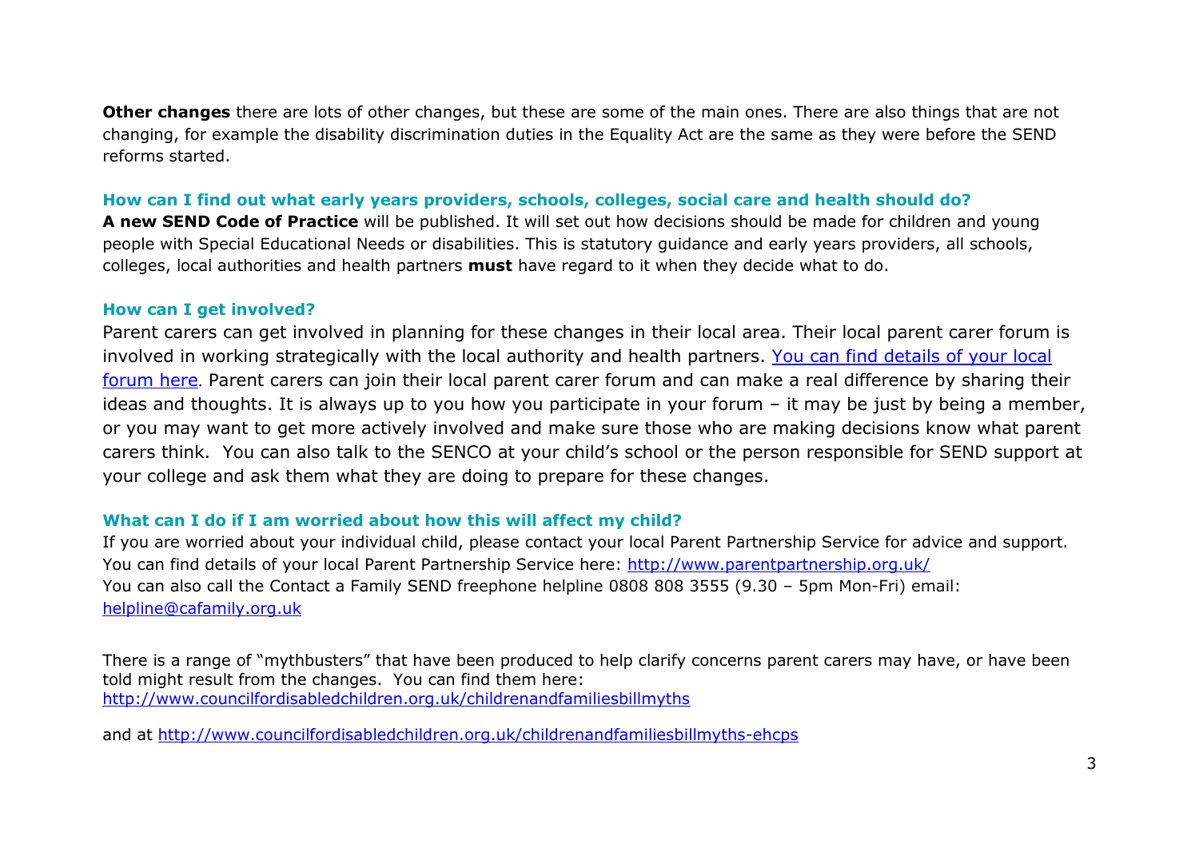**Other changes** there are lots of other changes, but these are some of the main ones. There are also things that are not changing, for example the disability discrimination duties in the Equality Act are the same as they were before the SEND reforms started.

### How can I find out what early years providers, schools, colleges, social care and health should do?

**A new SEND Code of Practice** will be published. It will set out how decisions should be made for children and young people with Special Educational Needs or disabilities. This is statutory guidance and early years providers, all schools, colleges, local authorities and health partners **must** have regard to it when they decide what to do.

### How can I get involved?

Parent carers can get involved in planning for these changes in their local area. Their local parent carer forum is involved in working strategically with the local authority and health partners. [You can find details of your local forum here](). Parent carers can join their local parent carer forum and can make a real difference by sharing their ideas and thoughts. It is always up to you how you participate in your forum – it may be just by being a member, or you may want to get more actively involved and make sure those who are making decisions know what parent carers think. You can also talk to the SENCO at your child's school or the person responsible for SEND support at your college and ask them what they are doing to prepare for these changes.

### What can I do if I am worried about how this will affect my child?

If you are worried about your individual child, please contact your local Parent Partnership Service for advice and support. You can find details of your local Parent Partnership Service here: http://www.parentpartnership.org.uk/
You can also call the Contact a Family SEND freephone helpline 0808 808 3555 (9.30 – 5pm Mon-Fri) email: helpline@cafamily.org.uk

There is a range of "mythbusters" that have been produced to help clarify concerns parent carers may have, or have been told might result from the changes. You can find them here:
http://www.councilfordisabledchildren.org.uk/childrenandfamiliesbillmyths

and at http://www.councilfordisabledchildren.org.uk/childrenandfamiliesbillmyths-ehcps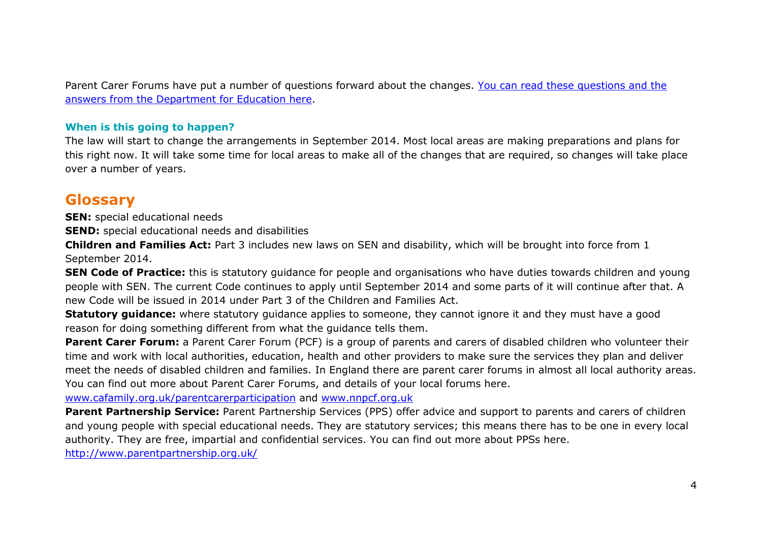Parent Carer Forums have put a number of questions forward about the changes. [You can read these questions and the answers from the Department for Education here](#).

### When is this going to happen?

The law will start to change the arrangements in September 2014. Most local areas are making preparations and plans for this right now. It will take some time for local areas to make all of the changes that are required, so changes will take place over a number of years.

## Glossary

**SEN:** special educational needs

**SEND:** special educational needs and disabilities

**Children and Families Act:** Part 3 includes new laws on SEN and disability, which will be brought into force from 1 September 2014.

**SEN Code of Practice:** this is statutory guidance for people and organisations who have duties towards children and young people with SEN. The current Code continues to apply until September 2014 and some parts of it will continue after that. A new Code will be issued in 2014 under Part 3 of the Children and Families Act.

**Statutory guidance:** where statutory guidance applies to someone, they cannot ignore it and they must have a good reason for doing something different from what the guidance tells them.

**Parent Carer Forum:** a Parent Carer Forum (PCF) is a group of parents and carers of disabled children who volunteer their time and work with local authorities, education, health and other providers to make sure the services they plan and deliver meet the needs of disabled children and families. In England there are parent carer forums in almost all local authority areas. You can find out more about Parent Carer Forums, and details of your local forums here.
www.cafamily.org.uk/parentcarerparticipation and www.nnpcf.org.uk

**Parent Partnership Service:** Parent Partnership Services (PPS) offer advice and support to parents and carers of children and young people with special educational needs. They are statutory services; this means there has to be one in every local authority. They are free, impartial and confidential services. You can find out more about PPSs here.
http://www.parentpartnership.org.uk/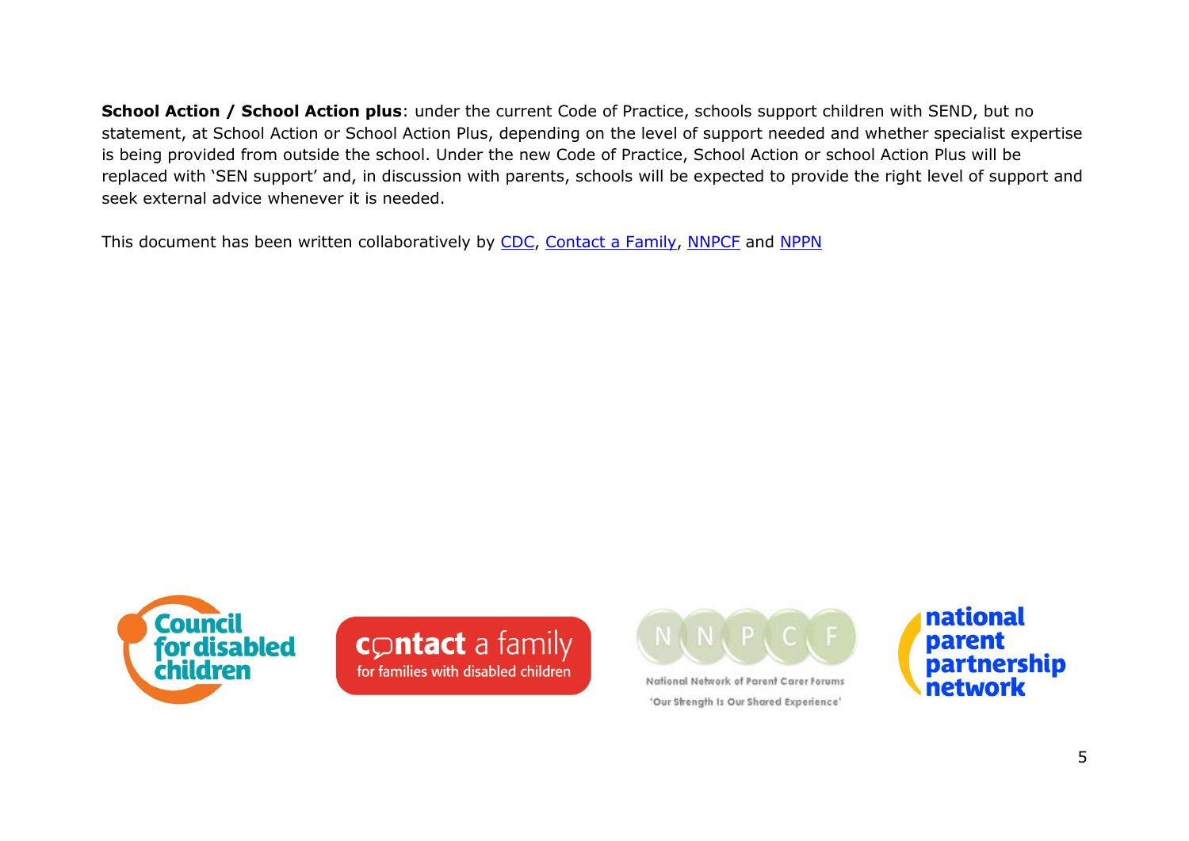**School Action / School Action plus**: under the current Code of Practice, schools support children with SEND, but no statement, at School Action or School Action Plus, depending on the level of support needed and whether specialist expertise is being provided from outside the school. Under the new Code of Practice, School Action or school Action Plus will be replaced with 'SEN support' and, in discussion with parents, schools will be expected to provide the right level of support and seek external advice whenever it is needed.

This document has been written collaboratively by CDC, Contact a Family, NNPCF and NPPN